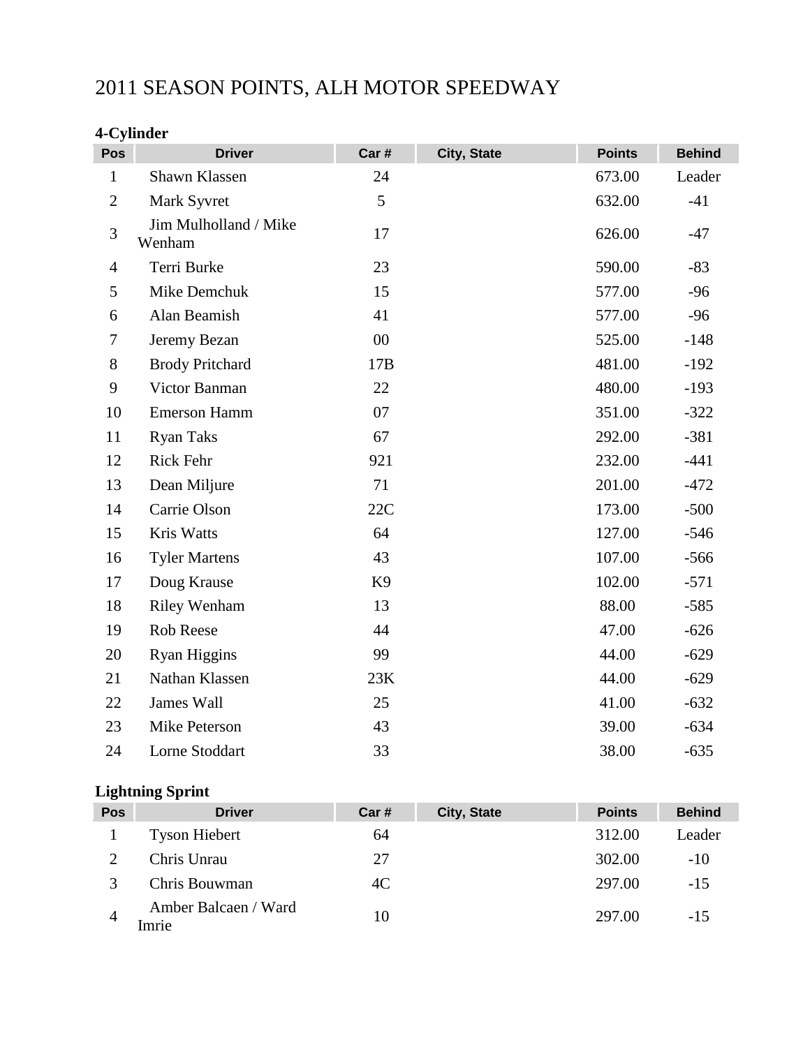# 2011 SEASON POINTS, ALH MOTOR SPEEDWAY

### 4-Cylinder

| Pos | Driver | Car # | City, State | Points | Behind |
|---|---|---|---|---|---|
| 1 | Shawn Klassen | 24 | | 673.00 | Leader |
| 2 | Mark Syvret | 5 | | 632.00 | -41 |
| 3 | Jim Mulholland / Mike Wenham | 17 | | 626.00 | -47 |
| 4 | Terri Burke | 23 | | 590.00 | -83 |
| 5 | Mike Demchuk | 15 | | 577.00 | -96 |
| 6 | Alan Beamish | 41 | | 577.00 | -96 |
| 7 | Jeremy Bezan | 00 | | 525.00 | -148 |
| 8 | Brody Pritchard | 17B | | 481.00 | -192 |
| 9 | Victor Banman | 22 | | 480.00 | -193 |
| 10 | Emerson Hamm | 07 | | 351.00 | -322 |
| 11 | Ryan Taks | 67 | | 292.00 | -381 |
| 12 | Rick Fehr | 921 | | 232.00 | -441 |
| 13 | Dean Miljure | 71 | | 201.00 | -472 |
| 14 | Carrie Olson | 22C | | 173.00 | -500 |
| 15 | Kris Watts | 64 | | 127.00 | -546 |
| 16 | Tyler Martens | 43 | | 107.00 | -566 |
| 17 | Doug Krause | K9 | | 102.00 | -571 |
| 18 | Riley Wenham | 13 | | 88.00 | -585 |
| 19 | Rob Reese | 44 | | 47.00 | -626 |
| 20 | Ryan Higgins | 99 | | 44.00 | -629 |
| 21 | Nathan Klassen | 23K | | 44.00 | -629 |
| 22 | James Wall | 25 | | 41.00 | -632 |
| 23 | Mike Peterson | 43 | | 39.00 | -634 |
| 24 | Lorne Stoddart | 33 | | 38.00 | -635 |

### Lightning Sprint

| Pos | Driver | Car # | City, State | Points | Behind |
|---|---|---|---|---|---|
| 1 | Tyson Hiebert | 64 | | 312.00 | Leader |
| 2 | Chris Unrau | 27 | | 302.00 | -10 |
| 3 | Chris Bouwman | 4C | | 297.00 | -15 |
| 4 | Amber Balcaen / Ward Imrie | 10 | | 297.00 | -15 |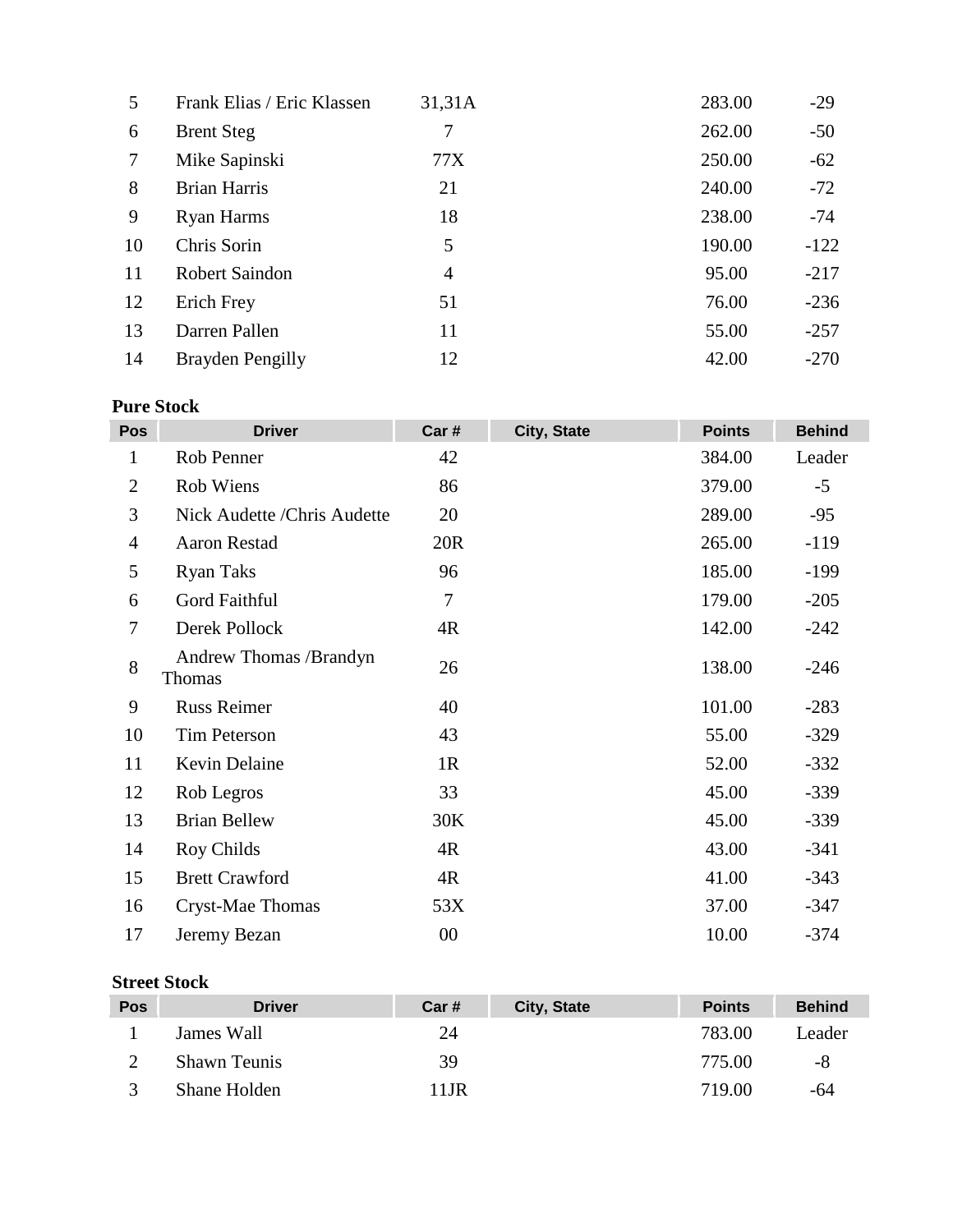| Pos | Driver | Car # | City, State | Points | Behind |
|---|---|---|---|---|---|
| 5 | Frank Elias / Eric Klassen | 31,31A | | 283.00 | -29 |
| 6 | Brent Steg | 7 | | 262.00 | -50 |
| 7 | Mike Sapinski | 77X | | 250.00 | -62 |
| 8 | Brian Harris | 21 | | 240.00 | -72 |
| 9 | Ryan Harms | 18 | | 238.00 | -74 |
| 10 | Chris Sorin | 5 | | 190.00 | -122 |
| 11 | Robert Saindon | 4 | | 95.00 | -217 |
| 12 | Erich Frey | 51 | | 76.00 | -236 |
| 13 | Darren Pallen | 11 | | 55.00 | -257 |
| 14 | Brayden Pengilly | 12 | | 42.00 | -270 |

**Pure Stock**

| Pos | Driver | Car # | City, State | Points | Behind |
|---|---|---|---|---|---|
| 1 | Rob Penner | 42 | | 384.00 | Leader |
| 2 | Rob Wiens | 86 | | 379.00 | -5 |
| 3 | Nick Audette /Chris Audette | 20 | | 289.00 | -95 |
| 4 | Aaron Restad | 20R | | 265.00 | -119 |
| 5 | Ryan Taks | 96 | | 185.00 | -199 |
| 6 | Gord Faithful | 7 | | 179.00 | -205 |
| 7 | Derek Pollock | 4R | | 142.00 | -242 |
| 8 | Andrew Thomas /Brandyn Thomas | 26 | | 138.00 | -246 |
| 9 | Russ Reimer | 40 | | 101.00 | -283 |
| 10 | Tim Peterson | 43 | | 55.00 | -329 |
| 11 | Kevin Delaine | 1R | | 52.00 | -332 |
| 12 | Rob Legros | 33 | | 45.00 | -339 |
| 13 | Brian Bellew | 30K | | 45.00 | -339 |
| 14 | Roy Childs | 4R | | 43.00 | -341 |
| 15 | Brett Crawford | 4R | | 41.00 | -343 |
| 16 | Cryst-Mae Thomas | 53X | | 37.00 | -347 |
| 17 | Jeremy Bezan | 00 | | 10.00 | -374 |

**Street Stock**

| Pos | Driver | Car # | City, State | Points | Behind |
|---|---|---|---|---|---|
| 1 | James Wall | 24 | | 783.00 | Leader |
| 2 | Shawn Teunis | 39 | | 775.00 | -8 |
| 3 | Shane Holden | 11JR | | 719.00 | -64 |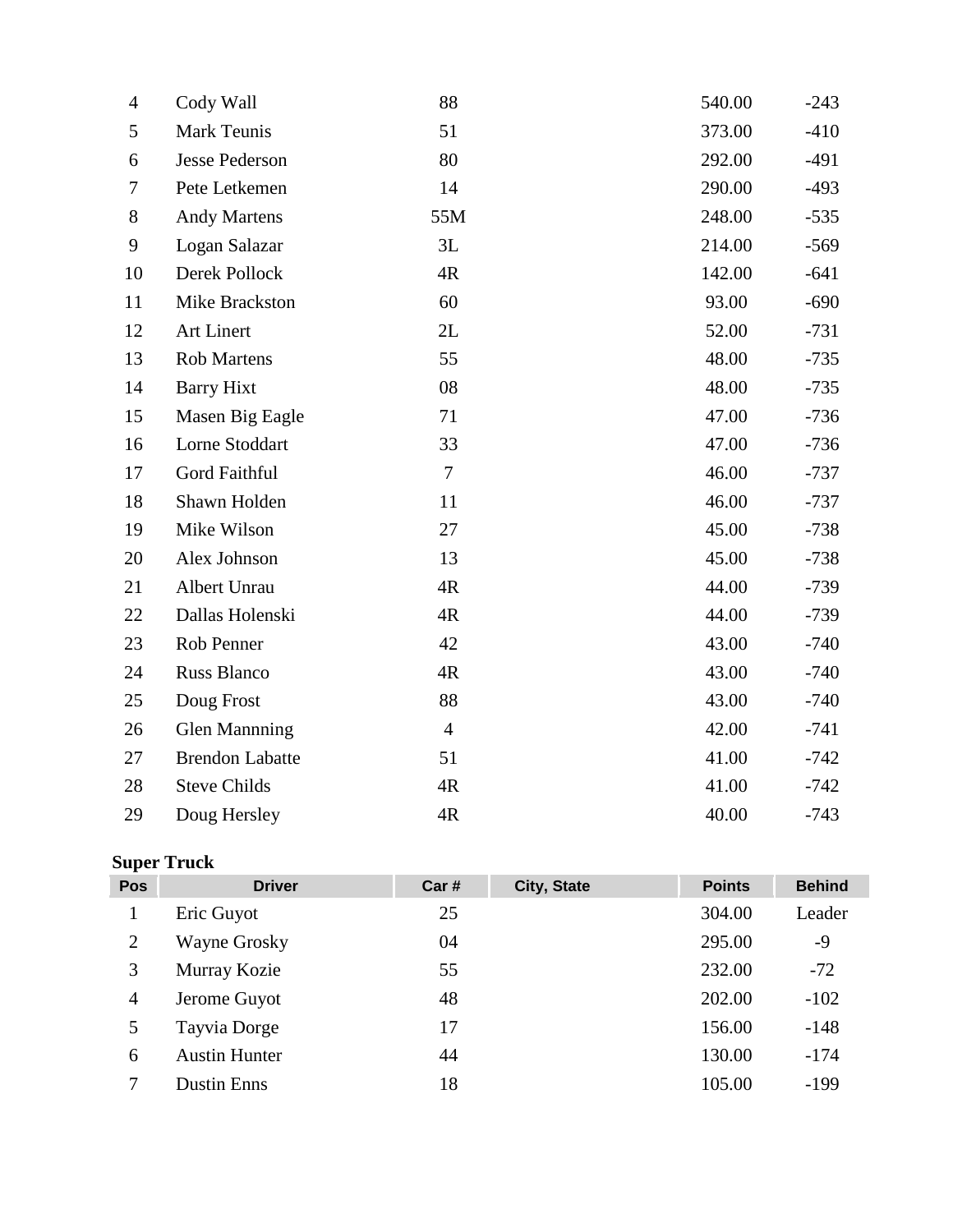| Pos | Driver | Car # | City, State | Points | Behind |
|---|---|---|---|---|---|
| 4 | Cody Wall | 88 | | 540.00 | -243 |
| 5 | Mark Teunis | 51 | | 373.00 | -410 |
| 6 | Jesse Pederson | 80 | | 292.00 | -491 |
| 7 | Pete Letkemen | 14 | | 290.00 | -493 |
| 8 | Andy Martens | 55M | | 248.00 | -535 |
| 9 | Logan Salazar | 3L | | 214.00 | -569 |
| 10 | Derek Pollock | 4R | | 142.00 | -641 |
| 11 | Mike Brackston | 60 | | 93.00 | -690 |
| 12 | Art Linert | 2L | | 52.00 | -731 |
| 13 | Rob Martens | 55 | | 48.00 | -735 |
| 14 | Barry Hixt | 08 | | 48.00 | -735 |
| 15 | Masen Big Eagle | 71 | | 47.00 | -736 |
| 16 | Lorne Stoddart | 33 | | 47.00 | -736 |
| 17 | Gord Faithful | 7 | | 46.00 | -737 |
| 18 | Shawn Holden | 11 | | 46.00 | -737 |
| 19 | Mike Wilson | 27 | | 45.00 | -738 |
| 20 | Alex Johnson | 13 | | 45.00 | -738 |
| 21 | Albert Unrau | 4R | | 44.00 | -739 |
| 22 | Dallas Holenski | 4R | | 44.00 | -739 |
| 23 | Rob Penner | 42 | | 43.00 | -740 |
| 24 | Russ Blanco | 4R | | 43.00 | -740 |
| 25 | Doug Frost | 88 | | 43.00 | -740 |
| 26 | Glen Mannning | 4 | | 42.00 | -741 |
| 27 | Brendon Labatte | 51 | | 41.00 | -742 |
| 28 | Steve Childs | 4R | | 41.00 | -742 |
| 29 | Doug Hersley | 4R | | 40.00 | -743 |

**Super Truck**

| Pos | Driver | Car # | City, State | Points | Behind |
|---|---|---|---|---|---|
| 1 | Eric Guyot | 25 | | 304.00 | Leader |
| 2 | Wayne Grosky | 04 | | 295.00 | -9 |
| 3 | Murray Kozie | 55 | | 232.00 | -72 |
| 4 | Jerome Guyot | 48 | | 202.00 | -102 |
| 5 | Tayvia Dorge | 17 | | 156.00 | -148 |
| 6 | Austin Hunter | 44 | | 130.00 | -174 |
| 7 | Dustin Enns | 18 | | 105.00 | -199 |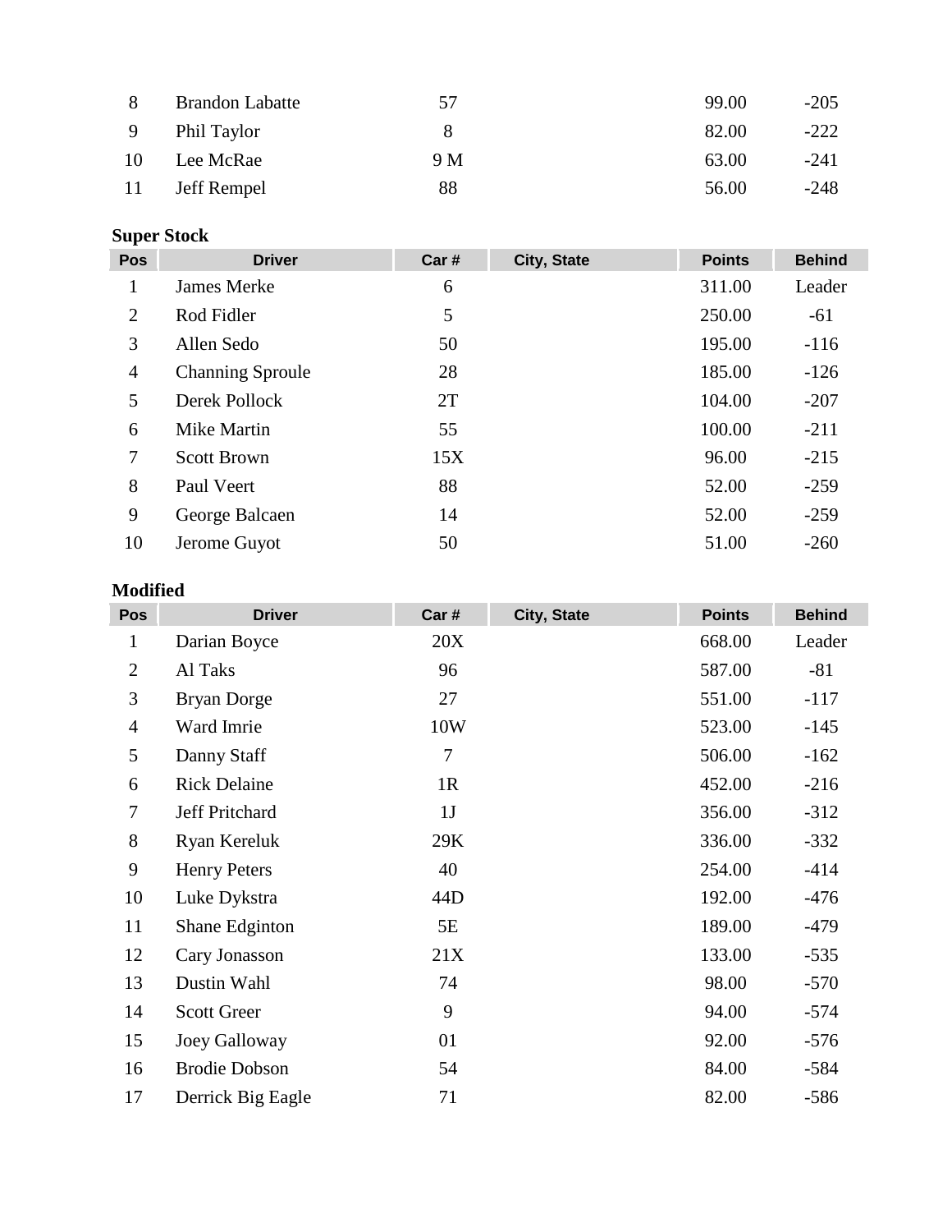| Pos | Driver | Car # | City, State | Points | Behind |
|---|---|---|---|---|---|
| 8 | Brandon Labatte | 57 | | 99.00 | -205 |
| 9 | Phil Taylor | 8 | | 82.00 | -222 |
| 10 | Lee McRae | 9 M | | 63.00 | -241 |
| 11 | Jeff Rempel | 88 | | 56.00 | -248 |

**Super Stock**

| Pos | Driver | Car # | City, State | Points | Behind |
|---|---|---|---|---|---|
| 1 | James Merke | 6 | | 311.00 | Leader |
| 2 | Rod Fidler | 5 | | 250.00 | -61 |
| 3 | Allen Sedo | 50 | | 195.00 | -116 |
| 4 | Channing Sproule | 28 | | 185.00 | -126 |
| 5 | Derek Pollock | 2T | | 104.00 | -207 |
| 6 | Mike Martin | 55 | | 100.00 | -211 |
| 7 | Scott Brown | 15X | | 96.00 | -215 |
| 8 | Paul Veert | 88 | | 52.00 | -259 |
| 9 | George Balcaen | 14 | | 52.00 | -259 |
| 10 | Jerome Guyot | 50 | | 51.00 | -260 |

**Modified**

| Pos | Driver | Car # | City, State | Points | Behind |
|---|---|---|---|---|---|
| 1 | Darian Boyce | 20X | | 668.00 | Leader |
| 2 | Al Taks | 96 | | 587.00 | -81 |
| 3 | Bryan Dorge | 27 | | 551.00 | -117 |
| 4 | Ward Imrie | 10W | | 523.00 | -145 |
| 5 | Danny Staff | 7 | | 506.00 | -162 |
| 6 | Rick Delaine | 1R | | 452.00 | -216 |
| 7 | Jeff Pritchard | 1J | | 356.00 | -312 |
| 8 | Ryan Kereluk | 29K | | 336.00 | -332 |
| 9 | Henry Peters | 40 | | 254.00 | -414 |
| 10 | Luke Dykstra | 44D | | 192.00 | -476 |
| 11 | Shane Edginton | 5E | | 189.00 | -479 |
| 12 | Cary Jonasson | 21X | | 133.00 | -535 |
| 13 | Dustin Wahl | 74 | | 98.00 | -570 |
| 14 | Scott Greer | 9 | | 94.00 | -574 |
| 15 | Joey Galloway | 01 | | 92.00 | -576 |
| 16 | Brodie Dobson | 54 | | 84.00 | -584 |
| 17 | Derrick Big Eagle | 71 | | 82.00 | -586 |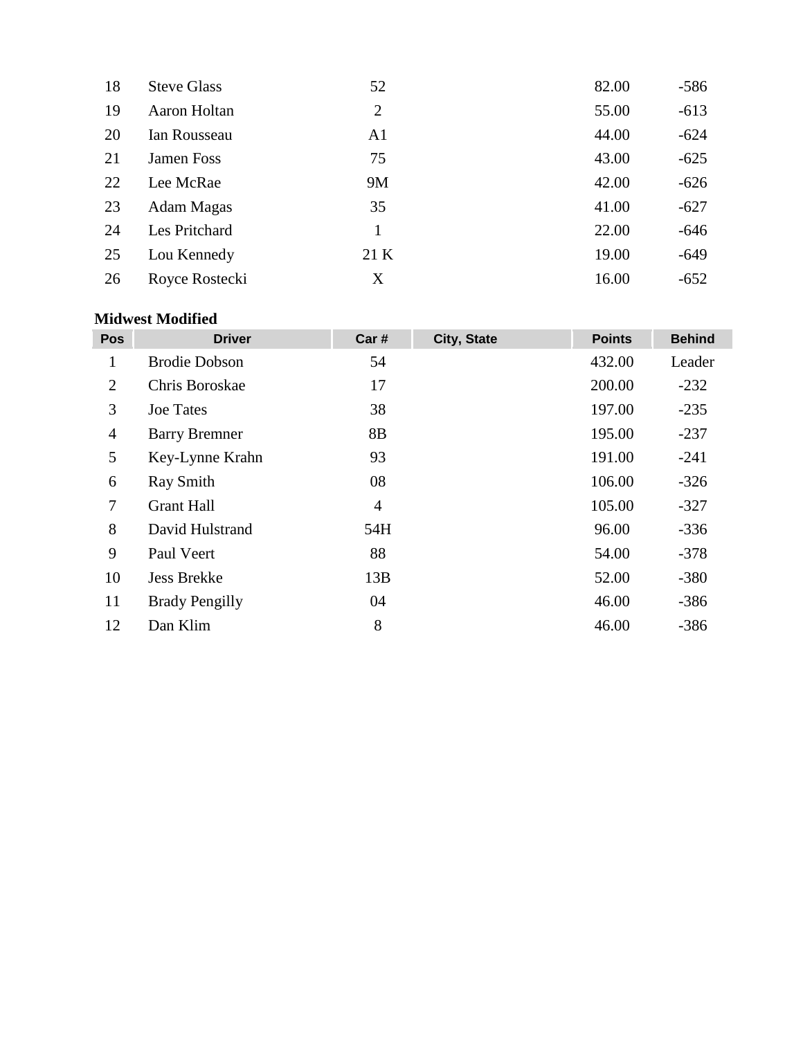| | | | | | |
|---|---|---|---|---|---|
| 18 | Steve Glass | 52 | | 82.00 | -586 |
| 19 | Aaron Holtan | 2 | | 55.00 | -613 |
| 20 | Ian Rousseau | A1 | | 44.00 | -624 |
| 21 | Jamen Foss | 75 | | 43.00 | -625 |
| 22 | Lee McRae | 9M | | 42.00 | -626 |
| 23 | Adam Magas | 35 | | 41.00 | -627 |
| 24 | Les Pritchard | 1 | | 22.00 | -646 |
| 25 | Lou Kennedy | 21 K | | 19.00 | -649 |
| 26 | Royce Rostecki | X | | 16.00 | -652 |

**Midwest Modified**

| Pos | Driver | Car # | City, State | Points | Behind |
|---|---|---|---|---|---|
| 1 | Brodie Dobson | 54 | | 432.00 | Leader |
| 2 | Chris Boroskae | 17 | | 200.00 | -232 |
| 3 | Joe Tates | 38 | | 197.00 | -235 |
| 4 | Barry Bremner | 8B | | 195.00 | -237 |
| 5 | Key-Lynne Krahn | 93 | | 191.00 | -241 |
| 6 | Ray Smith | 08 | | 106.00 | -326 |
| 7 | Grant Hall | 4 | | 105.00 | -327 |
| 8 | David Hulstrand | 54H | | 96.00 | -336 |
| 9 | Paul Veert | 88 | | 54.00 | -378 |
| 10 | Jess Brekke | 13B | | 52.00 | -380 |
| 11 | Brady Pengilly | 04 | | 46.00 | -386 |
| 12 | Dan Klim | 8 | | 46.00 | -386 |